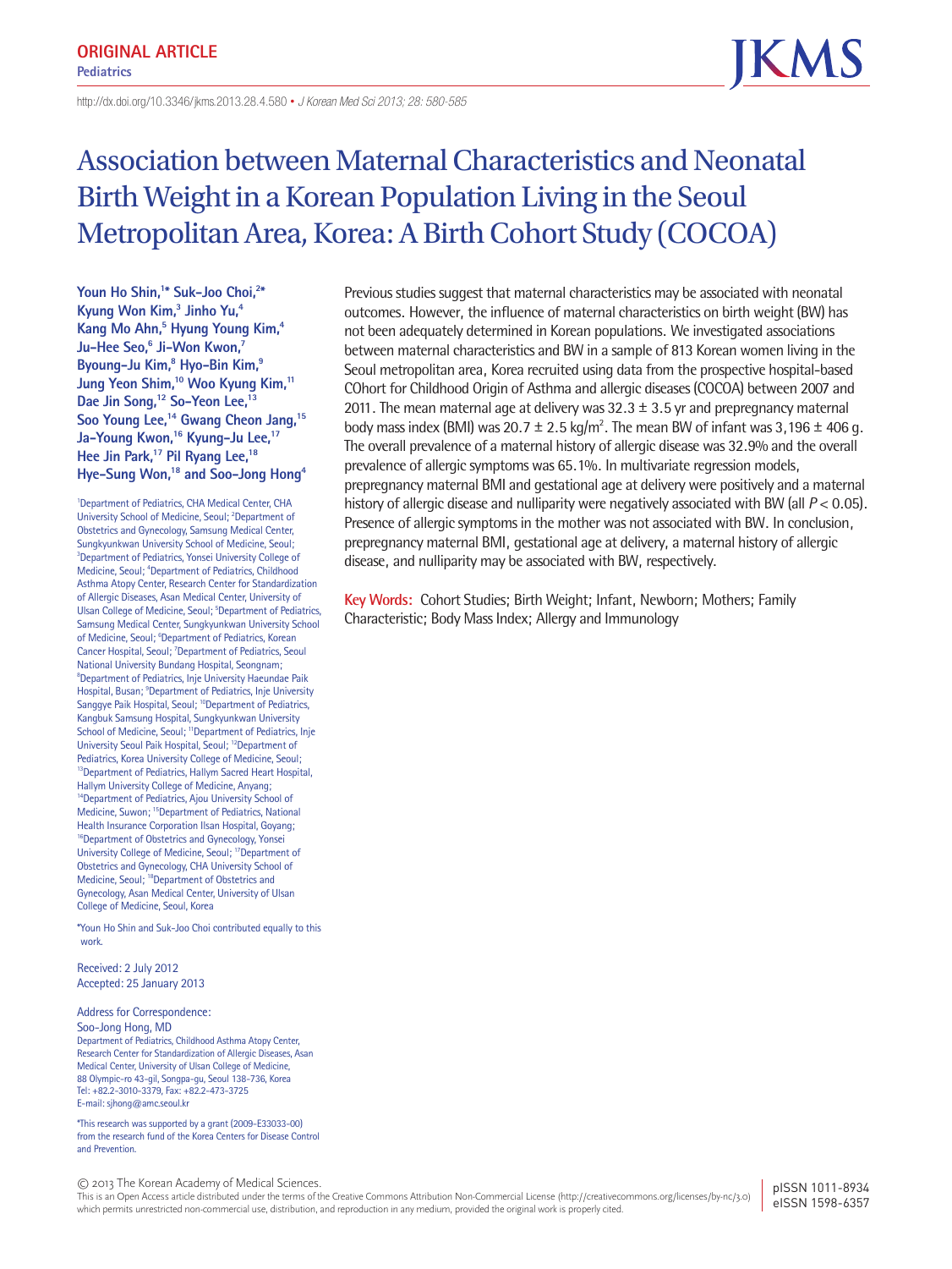ORIGINAL ARTICLE
Pediatrics

http://dx.doi.org/10.3346/jkms.2013.28.4.580 • J Korean Med Sci 2013; 28: 580-585

# Association between Maternal Characteristics and Neonatal Birth Weight in a Korean Population Living in the Seoul Metropolitan Area, Korea: A Birth Cohort Study (COCOA)

**Youn Ho Shin,[1]* Suk-Joo Choi,[2]* Kyung Won Kim,[3] Jinho Yu,[4] Kang Mo Ahn,[5] Hyung Young Kim,[4] Ju-Hee Seo,[6] Ji-Won Kwon,[7] Byoung-Ju Kim,[8] Hyo-Bin Kim,[9] Jung Yeon Shim,[10] Woo Kyung Kim,[11] Dae Jin Song,[12] So-Yeon Lee,[13] Soo Young Lee,[14] Gwang Cheon Jang,[15] Ja-Young Kwon,[16] Kyung-Ju Lee,[17] Hee Jin Park,[17] Pil Ryang Lee,[18] Hye-Sung Won,[18] and Soo-Jong Hong[4]**

[1]Department of Pediatrics, CHA Medical Center, CHA University School of Medicine, Seoul; [2]Department of Obstetrics and Gynecology, Samsung Medical Center, Sungkyunkwan University School of Medicine, Seoul; [3]Department of Pediatrics, Yonsei University College of Medicine, Seoul; [4]Department of Pediatrics, Childhood Asthma Atopy Center, Research Center for Standardization of Allergic Diseases, Asan Medical Center, University of Ulsan College of Medicine, Seoul; [5]Department of Pediatrics, Samsung Medical Center, Sungkyunkwan University School of Medicine, Seoul; [6]Department of Pediatrics, Korean Cancer Hospital, Seoul; [7]Department of Pediatrics, Seoul National University Bundang Hospital, Seongnam; [8]Department of Pediatrics, Inje University Haeundae Paik Hospital, Busan; [9]Department of Pediatrics, Inje University Sanggye Paik Hospital, Seoul; [10]Department of Pediatrics, Kangbuk Samsung Hospital, Sungkyunkwan University School of Medicine, Seoul; [11]Department of Pediatrics, Inje University Seoul Paik Hospital, Seoul; [12]Department of Pediatrics, Korea University College of Medicine, Seoul; [13]Department of Pediatrics, Hallym Sacred Heart Hospital, Hallym University College of Medicine, Anyang; [14]Department of Pediatrics, Ajou University School of Medicine, Suwon; [15]Department of Pediatrics, National Health Insurance Corporation Ilsan Hospital, Goyang; [16]Department of Obstetrics and Gynecology, Yonsei University College of Medicine, Seoul; [17]Department of Obstetrics and Gynecology, CHA University School of Medicine, Seoul; [18]Department of Obstetrics and Gynecology, Asan Medical Center, University of Ulsan College of Medicine, Seoul, Korea

*Youn Ho Shin and Suk-Joo Choi contributed equally to this work.

Received: 2 July 2012
Accepted: 25 January 2013

Address for Correspondence:
Soo-Jong Hong, MD
Department of Pediatrics, Childhood Asthma Atopy Center, Research Center for Standardization of Allergic Diseases, Asan Medical Center, University of Ulsan College of Medicine, 88 Olympic-ro 43-gil, Songpa-gu, Seoul 138-736, Korea
Tel: +82.2-3010-3379, Fax: +82.2-473-3725
E-mail: sjhong@amc.seoul.kr

*This research was supported by a grant (2009-E33033-00) from the research fund of the Korea Centers for Disease Control and Prevention.

Previous studies suggest that maternal characteristics may be associated with neonatal outcomes. However, the influence of maternal characteristics on birth weight (BW) has not been adequately determined in Korean populations. We investigated associations between maternal characteristics and BW in a sample of 813 Korean women living in the Seoul metropolitan area, Korea recruited using data from the prospective hospital-based COhort for Childhood Origin of Asthma and allergic diseases (COCOA) between 2007 and 2011. The mean maternal age at delivery was 32.3 ± 3.5 yr and prepregnancy maternal body mass index (BMI) was 20.7 ± 2.5 kg/m$^2$. The mean BW of infant was 3,196 ± 406 g. The overall prevalence of a maternal history of allergic disease was 32.9% and the overall prevalence of allergic symptoms was 65.1%. In multivariate regression models, prepregnancy maternal BMI and gestational age at delivery were positively and a maternal history of allergic disease and nulliparity were negatively associated with BW (all $P < 0.05$). Presence of allergic symptoms in the mother was not associated with BW. In conclusion, prepregnancy maternal BMI, gestational age at delivery, a maternal history of allergic disease, and nulliparity may be associated with BW, respectively.

**Key Words:** Cohort Studies; Birth Weight; Infant, Newborn; Mothers; Family Characteristic; Body Mass Index; Allergy and Immunology

© 2013 The Korean Academy of Medical Sciences.
This is an Open Access article distributed under the terms of the Creative Commons Attribution Non-Commercial License (http://creativecommons.org/licenses/by-nc/3.0) which permits unrestricted non-commercial use, distribution, and reproduction in any medium, provided the original work is properly cited.

pISSN 1011-8934
eISSN 1598-6357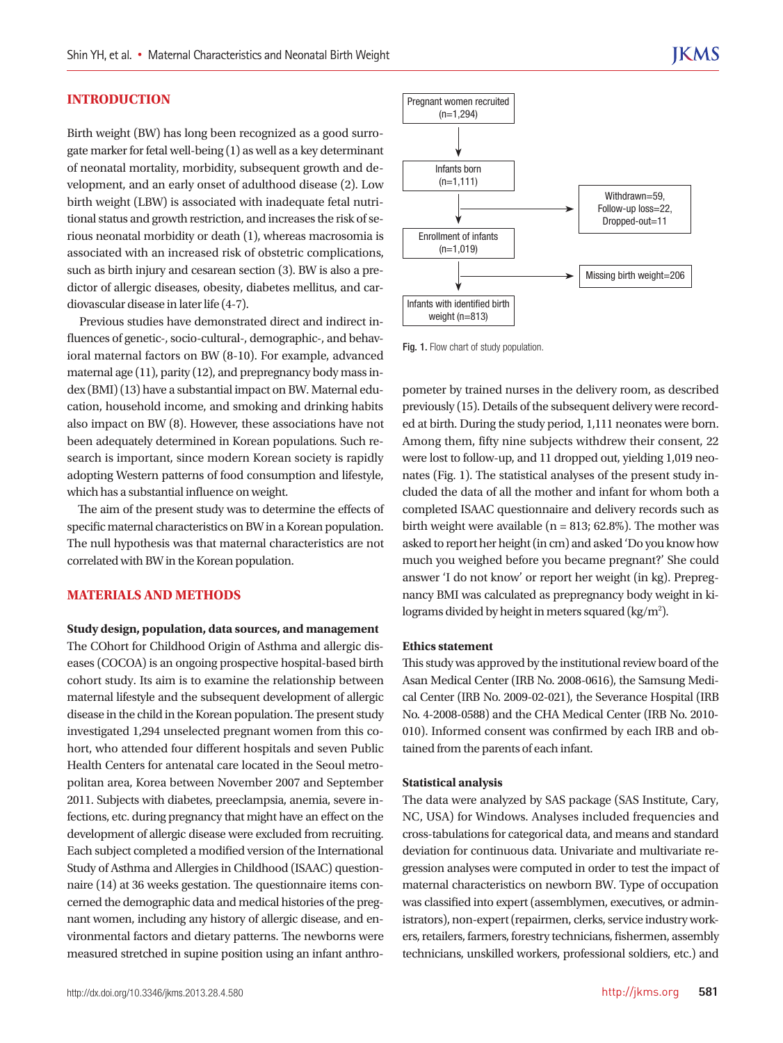## INTRODUCTION

Birth weight (BW) has long been recognized as a good surrogate marker for fetal well-being (1) as well as a key determinant of neonatal mortality, morbidity, subsequent growth and development, and an early onset of adulthood disease (2). Low birth weight (LBW) is associated with inadequate fetal nutritional status and growth restriction, and increases the risk of serious neonatal morbidity or death (1), whereas macrosomia is associated with an increased risk of obstetric complications, such as birth injury and cesarean section (3). BW is also a predictor of allergic diseases, obesity, diabetes mellitus, and cardiovascular disease in later life (4-7).

Previous studies have demonstrated direct and indirect influences of genetic-, socio-cultural-, demographic-, and behavioral maternal factors on BW (8-10). For example, advanced maternal age (11), parity (12), and prepregnancy body mass index (BMI) (13) have a substantial impact on BW. Maternal education, household income, and smoking and drinking habits also impact on BW (8). However, these associations have not been adequately determined in Korean populations. Such research is important, since modern Korean society is rapidly adopting Western patterns of food consumption and lifestyle, which has a substantial influence on weight.

The aim of the present study was to determine the effects of specific maternal characteristics on BW in a Korean population. The null hypothesis was that maternal characteristics are not correlated with BW in the Korean population.

## MATERIALS AND METHODS

### Study design, population, data sources, and management

The COhort for Childhood Origin of Asthma and allergic diseases (COCOA) is an ongoing prospective hospital-based birth cohort study. Its aim is to examine the relationship between maternal lifestyle and the subsequent development of allergic disease in the child in the Korean population. The present study investigated 1,294 unselected pregnant women from this cohort, who attended four different hospitals and seven Public Health Centers for antenatal care located in the Seoul metropolitan area, Korea between November 2007 and September 2011. Subjects with diabetes, preeclampsia, anemia, severe infections, etc. during pregnancy that might have an effect on the development of allergic disease were excluded from recruiting. Each subject completed a modified version of the International Study of Asthma and Allergies in Childhood (ISAAC) questionnaire (14) at 36 weeks gestation. The questionnaire items concerned the demographic data and medical histories of the pregnant women, including any history of allergic disease, and environmental factors and dietary patterns. The newborns were measured stretched in supine position using an infant anthropometer by trained nurses in the delivery room, as described previously (15). Details of the subsequent delivery were recorded at birth. During the study period, 1,111 neonates were born. Among them, fifty nine subjects withdrew their consent, 22 were lost to follow-up, and 11 dropped out, yielding 1,019 neonates (Fig. 1). The statistical analyses of the present study included the data of all the mother and infant for whom both a completed ISAAC questionnaire and delivery records such as birth weight were available (n = 813; 62.8%). The mother was asked to report her height (in cm) and asked 'Do you know how much you weighed before you became pregnant?' She could answer 'I do not know' or report her weight (in kg). Prepregnancy BMI was calculated as prepregnancy body weight in kilograms divided by height in meters squared (kg/m$^2$).

Pregnant women recruited (n=1,294)

Infants born (n=1,111)

Withdrawn=59, Follow-up loss=22, Dropped-out=11

Enrollment of infants (n=1,019)

Missing birth weight=206

Infants with identified birth weight (n=813)

**Fig. 1.** Flow chart of study population.

### Ethics statement

This study was approved by the institutional review board of the Asan Medical Center (IRB No. 2008-0616), the Samsung Medical Center (IRB No. 2009-02-021), the Severance Hospital (IRB No. 4-2008-0588) and the CHA Medical Center (IRB No. 2010-010). Informed consent was confirmed by each IRB and obtained from the parents of each infant.

### Statistical analysis

The data were analyzed by SAS package (SAS Institute, Cary, NC, USA) for Windows. Analyses included frequencies and cross-tabulations for categorical data, and means and standard deviation for continuous data. Univariate and multivariate regression analyses were computed in order to test the impact of maternal characteristics on newborn BW. Type of occupation was classified into expert (assemblymen, executives, or administrators), non-expert (repairmen, clerks, service industry workers, retailers, farmers, forestry technicians, fishermen, assembly technicians, unskilled workers, professional soldiers, etc.) and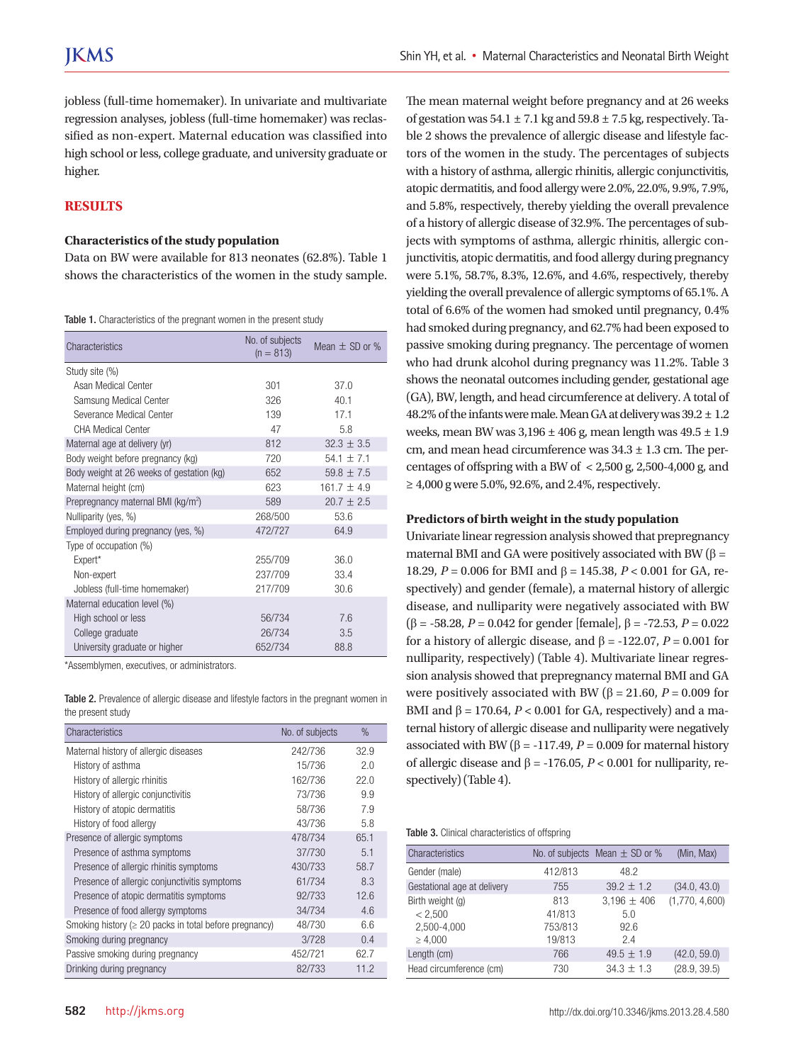jobless (full-time homemaker). In univariate and multivariate regression analyses, jobless (full-time homemaker) was reclassified as non-expert. Maternal education was classified into high school or less, college graduate, and university graduate or higher.

## RESULTS

### Characteristics of the study population

Data on BW were available for 813 neonates (62.8%). Table 1 shows the characteristics of the women in the study sample.

Table 1. Characteristics of the pregnant women in the present study

| Characteristics | No. of subjects (n = 813) | Mean ± SD or % |
|---|---|---|
| Study site (%) | | |
| Asan Medical Center | 301 | 37.0 |
| Samsung Medical Center | 326 | 40.1 |
| Severance Medical Center | 139 | 17.1 |
| CHA Medical Center | 47 | 5.8 |
| Maternal age at delivery (yr) | 812 | 32.3 ± 3.5 |
| Body weight before pregnancy (kg) | 720 | 54.1 ± 7.1 |
| Body weight at 26 weeks of gestation (kg) | 652 | 59.8 ± 7.5 |
| Maternal height (cm) | 623 | 161.7 ± 4.9 |
| Prepregnancy maternal BMI (kg/m²) | 589 | 20.7 ± 2.5 |
| Nulliparity (yes, %) | 268/500 | 53.6 |
| Employed during pregnancy (yes, %) | 472/727 | 64.9 |
| Type of occupation (%) | | |
| Expert* | 255/709 | 36.0 |
| Non-expert | 237/709 | 33.4 |
| Jobless (full-time homemaker) | 217/709 | 30.6 |
| Maternal education level (%) | | |
| High school or less | 56/734 | 7.6 |
| College graduate | 26/734 | 3.5 |
| University graduate or higher | 652/734 | 88.8 |

*Assemblymen, executives, or administrators.

Table 2. Prevalence of allergic disease and lifestyle factors in the pregnant women in the present study

| Characteristics | No. of subjects | % |
|---|---|---|
| Maternal history of allergic diseases | 242/736 | 32.9 |
| History of asthma | 15/736 | 2.0 |
| History of allergic rhinitis | 162/736 | 22.0 |
| History of allergic conjunctivitis | 73/736 | 9.9 |
| History of atopic dermatitis | 58/736 | 7.9 |
| History of food allergy | 43/736 | 5.8 |
| Presence of allergic symptoms | 478/734 | 65.1 |
| Presence of asthma symptoms | 37/730 | 5.1 |
| Presence of allergic rhinitis symptoms | 430/733 | 58.7 |
| Presence of allergic conjunctivitis symptoms | 61/734 | 8.3 |
| Presence of atopic dermatitis symptoms | 92/733 | 12.6 |
| Presence of food allergy symptoms | 34/734 | 4.6 |
| Smoking history (≥ 20 packs in total before pregnancy) | 48/730 | 6.6 |
| Smoking during pregnancy | 3/728 | 0.4 |
| Passive smoking during pregnancy | 452/721 | 62.7 |
| Drinking during pregnancy | 82/733 | 11.2 |

The mean maternal weight before pregnancy and at 26 weeks of gestation was 54.1 ± 7.1 kg and 59.8 ± 7.5 kg, respectively. Table 2 shows the prevalence of allergic disease and lifestyle factors of the women in the study. The percentages of subjects with a history of asthma, allergic rhinitis, allergic conjunctivitis, atopic dermatitis, and food allergy were 2.0%, 22.0%, 9.9%, 7.9%, and 5.8%, respectively, thereby yielding the overall prevalence of a history of allergic disease of 32.9%. The percentages of subjects with symptoms of asthma, allergic rhinitis, allergic conjunctivitis, atopic dermatitis, and food allergy during pregnancy were 5.1%, 58.7%, 8.3%, 12.6%, and 4.6%, respectively, thereby yielding the overall prevalence of allergic symptoms of 65.1%. A total of 6.6% of the women had smoked until pregnancy, 0.4% had smoked during pregnancy, and 62.7% had been exposed to passive smoking during pregnancy. The percentage of women who had drunk alcohol during pregnancy was 11.2%. Table 3 shows the neonatal outcomes including gender, gestational age (GA), BW, length, and head circumference at delivery. A total of 48.2% of the infants were male. Mean GA at delivery was 39.2 ± 1.2 weeks, mean BW was 3,196 ± 406 g, mean length was 49.5 ± 1.9 cm, and mean head circumference was 34.3 ± 1.3 cm. The percentages of offspring with a BW of < 2,500 g, 2,500-4,000 g, and ≥ 4,000 g were 5.0%, 92.6%, and 2.4%, respectively.

### Predictors of birth weight in the study population

Univariate linear regression analysis showed that prepregnancy maternal BMI and GA were positively associated with BW ($\beta$ = 18.29, $P$ = 0.006 for BMI and $\beta$ = 145.38, $P$ < 0.001 for GA, respectively) and gender (female), a maternal history of allergic disease, and nulliparity were negatively associated with BW ($\beta$ = -58.28, $P$ = 0.042 for gender [female], $\beta$ = -72.53, $P$ = 0.022 for a history of allergic disease, and $\beta$ = -122.07, $P$ = 0.001 for nulliparity, respectively) (Table 4). Multivariate linear regression analysis showed that prepregnancy maternal BMI and GA were positively associated with BW ($\beta$ = 21.60, $P$ = 0.009 for BMI and $\beta$ = 170.64, $P$ < 0.001 for GA, respectively) and a maternal history of allergic disease and nulliparity were negatively associated with BW ($\beta$ = -117.49, $P$ = 0.009 for maternal history of allergic disease and $\beta$ = -176.05, $P$ < 0.001 for nulliparity, respectively) (Table 4).

Table 3. Clinical characteristics of offspring

| Characteristics | No. of subjects | Mean ± SD or % | (Min, Max) |
|---|---|---|---|
| Gender (male) | 412/813 | 48.2 | |
| Gestational age at delivery | 755 | 39.2 ± 1.2 | (34.0, 43.0) |
| Birth weight (g) | 813 | 3,196 ± 406 | (1,770, 4,600) |
| < 2,500 | 41/813 | 5.0 | |
| 2,500-4,000 | 753/813 | 92.6 | |
| ≥ 4,000 | 19/813 | 2.4 | |
| Length (cm) | 766 | 49.5 ± 1.9 | (42.0, 59.0) |
| Head circumference (cm) | 730 | 34.3 ± 1.3 | (28.9, 39.5) |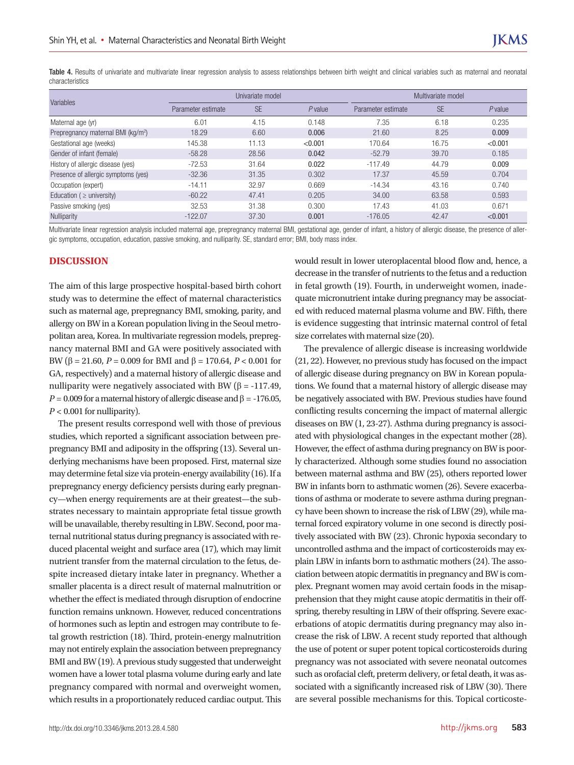**Table 4.** Results of univariate and multivariate linear regression analysis to assess relationships between birth weight and clinical variables such as maternal and neonatal characteristics

| Variables | Univariate model | | | Multivariate model | | |
|---|---|---|---|---|---|---|
| | Parameter estimate | SE | *P* value | Parameter estimate | SE | *P* value |
| Maternal age (yr) | 6.01 | 4.15 | 0.148 | 7.35 | 6.18 | 0.235 |
| Prepregnancy maternal BMI (kg/m$^2$) | 18.29 | 6.60 | 0.006 | 21.60 | 8.25 | 0.009 |
| Gestational age (weeks) | 145.38 | 11.13 | <0.001 | 170.64 | 16.75 | <0.001 |
| Gender of infant (female) | -58.28 | 28.56 | 0.042 | -52.79 | 39.70 | 0.185 |
| History of allergic disease (yes) | -72.53 | 31.64 | 0.022 | -117.49 | 44.79 | 0.009 |
| Presence of allergic symptoms (yes) | -32.36 | 31.35 | 0.302 | 17.37 | 45.59 | 0.704 |
| Occupation (expert) | -14.11 | 32.97 | 0.669 | -14.34 | 43.16 | 0.740 |
| Education (≥ university) | -60.22 | 47.41 | 0.205 | 34.00 | 63.58 | 0.593 |
| Passive smoking (yes) | 32.53 | 31.38 | 0.300 | 17.43 | 41.03 | 0.671 |
| Nulliparity | -122.07 | 37.30 | 0.001 | -176.05 | 42.47 | <0.001 |

Multivariate linear regression analysis included maternal age, prepregnancy maternal BMI, gestational age, gender of infant, a history of allergic disease, the presence of allergic symptoms, occupation, education, passive smoking, and nulliparity. SE, standard error; BMI, body mass index.

## DISCUSSION

The aim of this large prospective hospital-based birth cohort study was to determine the effect of maternal characteristics such as maternal age, prepregnancy BMI, smoking, parity, and allergy on BW in a Korean population living in the Seoul metropolitan area, Korea. In multivariate regression models, prepregnancy maternal BMI and GA were positively associated with BW ($\beta$ = 21.60, $P$ = 0.009 for BMI and $\beta$ = 170.64, $P$ < 0.001 for GA, respectively) and a maternal history of allergic disease and nulliparity were negatively associated with BW ($\beta$ = -117.49, $P$ = 0.009 for a maternal history of allergic disease and $\beta$ = -176.05, $P$ < 0.001 for nulliparity).

The present results correspond well with those of previous studies, which reported a significant association between prepregnancy BMI and adiposity in the offspring (13). Several underlying mechanisms have been proposed. First, maternal size may determine fetal size via protein-energy availability (16). If a prepregnancy energy deficiency persists during early pregnancy—when energy requirements are at their greatest—the substrates necessary to maintain appropriate fetal tissue growth will be unavailable, thereby resulting in LBW. Second, poor maternal nutritional status during pregnancy is associated with reduced placental weight and surface area (17), which may limit nutrient transfer from the maternal circulation to the fetus, despite increased dietary intake later in pregnancy. Whether a smaller placenta is a direct result of maternal malnutrition or whether the effect is mediated through disruption of endocrine function remains unknown. However, reduced concentrations of hormones such as leptin and estrogen may contribute to fetal growth restriction (18). Third, protein-energy malnutrition may not entirely explain the association between prepregnancy BMI and BW (19). A previous study suggested that underweight women have a lower total plasma volume during early and late pregnancy compared with normal and overweight women, which results in a proportionately reduced cardiac output. This would result in lower uteroplacental blood flow and, hence, a decrease in the transfer of nutrients to the fetus and a reduction in fetal growth (19). Fourth, in underweight women, inadequate micronutrient intake during pregnancy may be associated with reduced maternal plasma volume and BW. Fifth, there is evidence suggesting that intrinsic maternal control of fetal size correlates with maternal size (20).

The prevalence of allergic disease is increasing worldwide (21, 22). However, no previous study has focused on the impact of allergic disease during pregnancy on BW in Korean populations. We found that a maternal history of allergic disease may be negatively associated with BW. Previous studies have found conflicting results concerning the impact of maternal allergic diseases on BW (1, 23-27). Asthma during pregnancy is associated with physiological changes in the expectant mother (28). However, the effect of asthma during pregnancy on BW is poorly characterized. Although some studies found no association between maternal asthma and BW (25), others reported lower BW in infants born to asthmatic women (26). Severe exacerbations of asthma or moderate to severe asthma during pregnancy have been shown to increase the risk of LBW (29), while maternal forced expiratory volume in one second is directly positively associated with BW (23). Chronic hypoxia secondary to uncontrolled asthma and the impact of corticosteroids may explain LBW in infants born to asthmatic mothers (24). The association between atopic dermatitis in pregnancy and BW is complex. Pregnant women may avoid certain foods in the misapprehension that they might cause atopic dermatitis in their offspring, thereby resulting in LBW of their offspring. Severe exacerbations of atopic dermatitis during pregnancy may also increase the risk of LBW. A recent study reported that although the use of potent or super potent topical corticosteroids during pregnancy was not associated with severe neonatal outcomes such as orofacial cleft, preterm delivery, or fetal death, it was associated with a significantly increased risk of LBW (30). There are several possible mechanisms for this. Topical corticoste-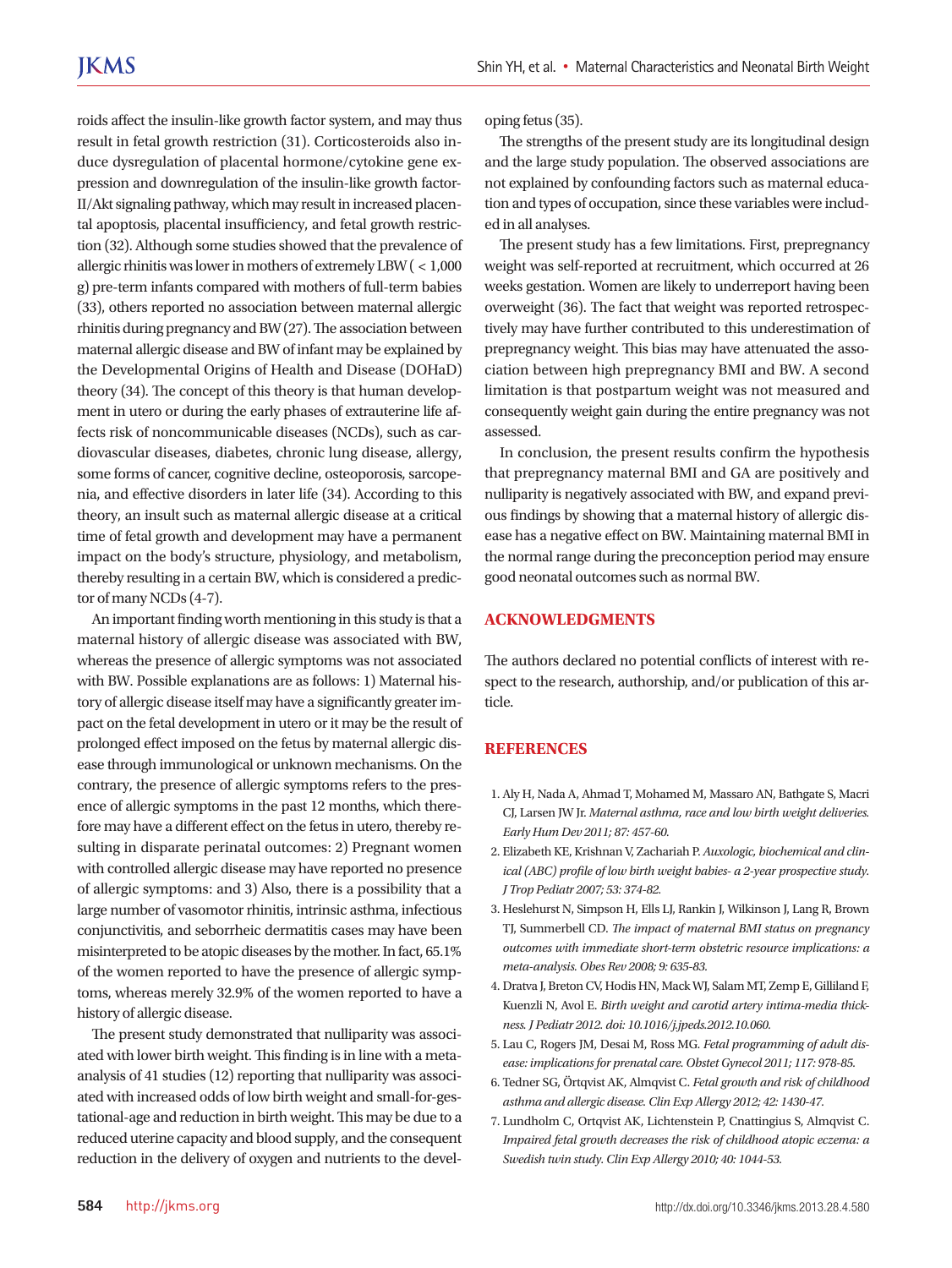roids affect the insulin-like growth factor system, and may thus result in fetal growth restriction (31). Corticosteroids also induce dysregulation of placental hormone/cytokine gene expression and downregulation of the insulin-like growth factor-II/Akt signaling pathway, which may result in increased placental apoptosis, placental insufficiency, and fetal growth restriction (32). Although some studies showed that the prevalence of allergic rhinitis was lower in mothers of extremely LBW ( < 1,000 g) pre-term infants compared with mothers of full-term babies (33), others reported no association between maternal allergic rhinitis during pregnancy and BW (27). The association between maternal allergic disease and BW of infant may be explained by the Developmental Origins of Health and Disease (DOHaD) theory (34). The concept of this theory is that human development in utero or during the early phases of extrauterine life affects risk of noncommunicable diseases (NCDs), such as cardiovascular diseases, diabetes, chronic lung disease, allergy, some forms of cancer, cognitive decline, osteoporosis, sarcopenia, and effective disorders in later life (34). According to this theory, an insult such as maternal allergic disease at a critical time of fetal growth and development may have a permanent impact on the body's structure, physiology, and metabolism, thereby resulting in a certain BW, which is considered a predictor of many NCDs (4-7).

An important finding worth mentioning in this study is that a maternal history of allergic disease was associated with BW, whereas the presence of allergic symptoms was not associated with BW. Possible explanations are as follows: 1) Maternal history of allergic disease itself may have a significantly greater impact on the fetal development in utero or it may be the result of prolonged effect imposed on the fetus by maternal allergic disease through immunological or unknown mechanisms. On the contrary, the presence of allergic symptoms refers to the presence of allergic symptoms in the past 12 months, which therefore may have a different effect on the fetus in utero, thereby resulting in disparate perinatal outcomes: 2) Pregnant women with controlled allergic disease may have reported no presence of allergic symptoms: and 3) Also, there is a possibility that a large number of vasomotor rhinitis, intrinsic asthma, infectious conjunctivitis, and seborrheic dermatitis cases may have been misinterpreted to be atopic diseases by the mother. In fact, 65.1% of the women reported to have the presence of allergic symptoms, whereas merely 32.9% of the women reported to have a history of allergic disease.

The present study demonstrated that nulliparity was associated with lower birth weight. This finding is in line with a meta-analysis of 41 studies (12) reporting that nulliparity was associated with increased odds of low birth weight and small-for-gestational-age and reduction in birth weight. This may be due to a reduced uterine capacity and blood supply, and the consequent reduction in the delivery of oxygen and nutrients to the developing fetus (35).

The strengths of the present study are its longitudinal design and the large study population. The observed associations are not explained by confounding factors such as maternal education and types of occupation, since these variables were included in all analyses.

The present study has a few limitations. First, prepregnancy weight was self-reported at recruitment, which occurred at 26 weeks gestation. Women are likely to underreport having been overweight (36). The fact that weight was reported retrospectively may have further contributed to this underestimation of prepregnancy weight. This bias may have attenuated the association between high prepregnancy BMI and BW. A second limitation is that postpartum weight was not measured and consequently weight gain during the entire pregnancy was not assessed.

In conclusion, the present results confirm the hypothesis that prepregnancy maternal BMI and GA are positively and nulliparity is negatively associated with BW, and expand previous findings by showing that a maternal history of allergic disease has a negative effect on BW. Maintaining maternal BMI in the normal range during the preconception period may ensure good neonatal outcomes such as normal BW.

## ACKNOWLEDGMENTS

The authors declared no potential conflicts of interest with respect to the research, authorship, and/or publication of this article.

## REFERENCES

1. Aly H, Nada A, Ahmad T, Mohamed M, Massaro AN, Bathgate S, Macri CJ, Larsen JW Jr. *Maternal asthma, race and low birth weight deliveries. Early Hum Dev 2011; 87: 457-60.*
2. Elizabeth KE, Krishnan V, Zachariah P. *Auxologic, biochemical and clinical (ABC) profile of low birth weight babies- a 2-year prospective study. J Trop Pediatr 2007; 53: 374-82.*
3. Heslehurst N, Simpson H, Ells LJ, Rankin J, Wilkinson J, Lang R, Brown TJ, Summerbell CD. *The impact of maternal BMI status on pregnancy outcomes with immediate short-term obstetric resource implications: a meta-analysis. Obes Rev 2008; 9: 635-83.*
4. Dratva J, Breton CV, Hodis HN, Mack WJ, Salam MT, Zemp E, Gilliland F, Kuenzli N, Avol E. *Birth weight and carotid artery intima-media thickness. J Pediatr 2012. doi: 10.1016/j.jpeds.2012.10.060.*
5. Lau C, Rogers JM, Desai M, Ross MG. *Fetal programming of adult disease: implications for prenatal care. Obstet Gynecol 2011; 117: 978-85.*
6. Tedner SG, Örtqvist AK, Almqvist C. *Fetal growth and risk of childhood asthma and allergic disease. Clin Exp Allergy 2012; 42: 1430-47.*
7. Lundholm C, Ortqvist AK, Lichtenstein P, Cnattingius S, Almqvist C. *Impaired fetal growth decreases the risk of childhood atopic eczema: a Swedish twin study. Clin Exp Allergy 2010; 40: 1044-53.*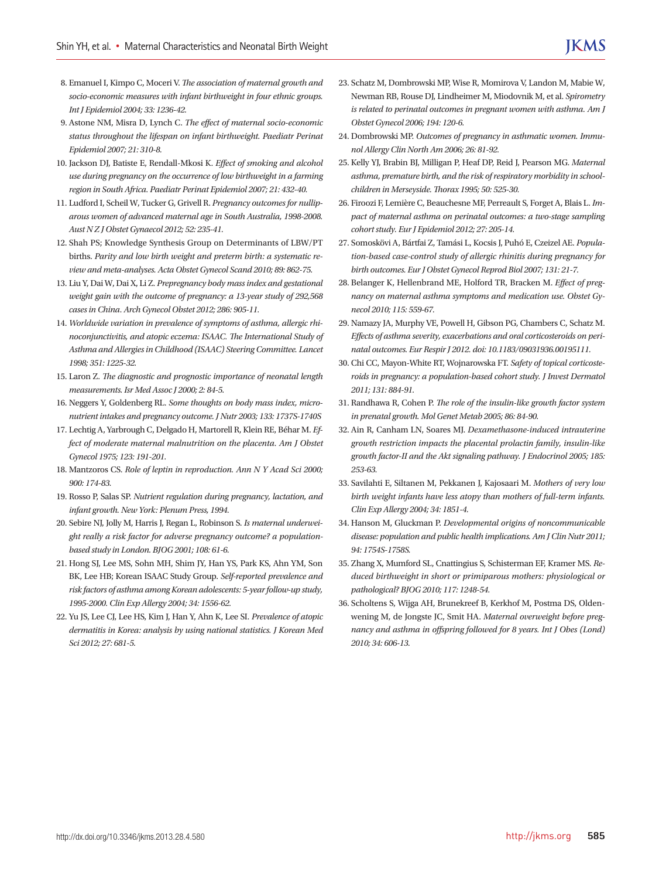8. Emanuel I, Kimpo C, Moceri V. *The association of maternal growth and socio-economic measures with infant birthweight in four ethnic groups. Int J Epidemiol 2004; 33: 1236-42.*
9. Astone NM, Misra D, Lynch C. *The effect of maternal socio-economic status throughout the lifespan on infant birthweight. Paediatr Perinat Epidemiol 2007; 21: 310-8.*
10. Jackson DJ, Batiste E, Rendall-Mkosi K. *Effect of smoking and alcohol use during pregnancy on the occurrence of low birthweight in a farming region in South Africa. Paediatr Perinat Epidemiol 2007; 21: 432-40.*
11. Ludford I, Scheil W, Tucker G, Grivell R. *Pregnancy outcomes for nulliparous women of advanced maternal age in South Australia, 1998-2008. Aust N Z J Obstet Gynaecol 2012; 52: 235-41.*
12. Shah PS; Knowledge Synthesis Group on Determinants of LBW/PT births. *Parity and low birth weight and preterm birth: a systematic review and meta-analyses. Acta Obstet Gynecol Scand 2010; 89: 862-75.*
13. Liu Y, Dai W, Dai X, Li Z. *Prepregnancy body mass index and gestational weight gain with the outcome of pregnancy: a 13-year study of 292,568 cases in China. Arch Gynecol Obstet 2012; 286: 905-11.*
14. *Worldwide variation in prevalence of symptoms of asthma, allergic rhinoconjunctivitis, and atopic eczema: ISAAC. The International Study of Asthma and Allergies in Childhood (ISAAC) Steering Committee. Lancet 1998; 351: 1225-32.*
15. Laron Z. *The diagnostic and prognostic importance of neonatal length measurements. Isr Med Assoc J 2000; 2: 84-5.*
16. Neggers Y, Goldenberg RL. *Some thoughts on body mass index, micronutrient intakes and pregnancy outcome. J Nutr 2003; 133: 1737S-1740S*
17. Lechtig A, Yarbrough C, Delgado H, Martorell R, Klein RE, Béhar M. *Effect of moderate maternal malnutrition on the placenta. Am J Obstet Gynecol 1975; 123: 191-201.*
18. Mantzoros CS. *Role of leptin in reproduction. Ann N Y Acad Sci 2000; 900: 174-83.*
19. Rosso P, Salas SP. *Nutrient regulation during pregnancy, lactation, and infant growth. New York: Plenum Press, 1994.*
20. Sebire NJ, Jolly M, Harris J, Regan L, Robinson S. *Is maternal underweight really a risk factor for adverse pregnancy outcome? a population-based study in London. BJOG 2001; 108: 61-6.*
21. Hong SJ, Lee MS, Sohn MH, Shim JY, Han YS, Park KS, Ahn YM, Son BK, Lee HB; Korean ISAAC Study Group. *Self-reported prevalence and risk factors of asthma among Korean adolescents: 5-year follow-up study, 1995-2000. Clin Exp Allergy 2004; 34: 1556-62.*
22. Yu JS, Lee CJ, Lee HS, Kim J, Han Y, Ahn K, Lee SI. *Prevalence of atopic dermatitis in Korea: analysis by using national statistics. J Korean Med Sci 2012; 27: 681-5.*
23. Schatz M, Dombrowski MP, Wise R, Momirova V, Landon M, Mabie W, Newman RB, Rouse DJ, Lindheimer M, Miodovnik M, et al. *Spirometry is related to perinatal outcomes in pregnant women with asthma. Am J Obstet Gynecol 2006; 194: 120-6.*
24. Dombrowski MP. *Outcomes of pregnancy in asthmatic women. Immunol Allergy Clin North Am 2006; 26: 81-92.*
25. Kelly YJ, Brabin BJ, Milligan P, Heaf DP, Reid J, Pearson MG. *Maternal asthma, premature birth, and the risk of respiratory morbidity in schoolchildren in Merseyside. Thorax 1995; 50: 525-30.*
26. Firoozi F, Lemière C, Beauchesne MF, Perreault S, Forget A, Blais L. *Impact of maternal asthma on perinatal outcomes: a two-stage sampling cohort study. Eur J Epidemiol 2012; 27: 205-14.*
27. Somoskövi A, Bártfai Z, Tamási L, Kocsis J, Puhó E, Czeizel AE. *Population-based case-control study of allergic rhinitis during pregnancy for birth outcomes. Eur J Obstet Gynecol Reprod Biol 2007; 131: 21-7.*
28. Belanger K, Hellenbrand ME, Holford TR, Bracken M. *Effect of pregnancy on maternal asthma symptoms and medication use. Obstet Gynecol 2010; 115: 559-67.*
29. Namazy JA, Murphy VE, Powell H, Gibson PG, Chambers C, Schatz M. *Effects of asthma severity, exacerbations and oral corticosteroids on perinatal outcomes. Eur Respir J 2012. doi: 10.1183/09031936.00195111.*
30. Chi CC, Mayon-White RT, Wojnarowska FT. *Safety of topical corticosteroids in pregnancy: a population-based cohort study. J Invest Dermatol 2011; 131: 884-91.*
31. Randhawa R, Cohen P. *The role of the insulin-like growth factor system in prenatal growth. Mol Genet Metab 2005; 86: 84-90.*
32. Ain R, Canham LN, Soares MJ. *Dexamethasone-induced intrauterine growth restriction impacts the placental prolactin family, insulin-like growth factor-II and the Akt signaling pathway. J Endocrinol 2005; 185: 253-63.*
33. Savilahti E, Siltanen M, Pekkanen J, Kajosaari M. *Mothers of very low birth weight infants have less atopy than mothers of full-term infants. Clin Exp Allergy 2004; 34: 1851-4.*
34. Hanson M, Gluckman P. *Developmental origins of noncommunicable disease: population and public health implications. Am J Clin Nutr 2011; 94: 1754S-1758S.*
35. Zhang X, Mumford SL, Cnattingius S, Schisterman EF, Kramer MS. *Reduced birthweight in short or primiparous mothers: physiological or pathological? BJOG 2010; 117: 1248-54.*
36. Scholtens S, Wijga AH, Brunekreef B, Kerkhof M, Postma DS, Oldenwening M, de Jongste JC, Smit HA. *Maternal overweight before pregnancy and asthma in offspring followed for 8 years. Int J Obes (Lond) 2010; 34: 606-13.*